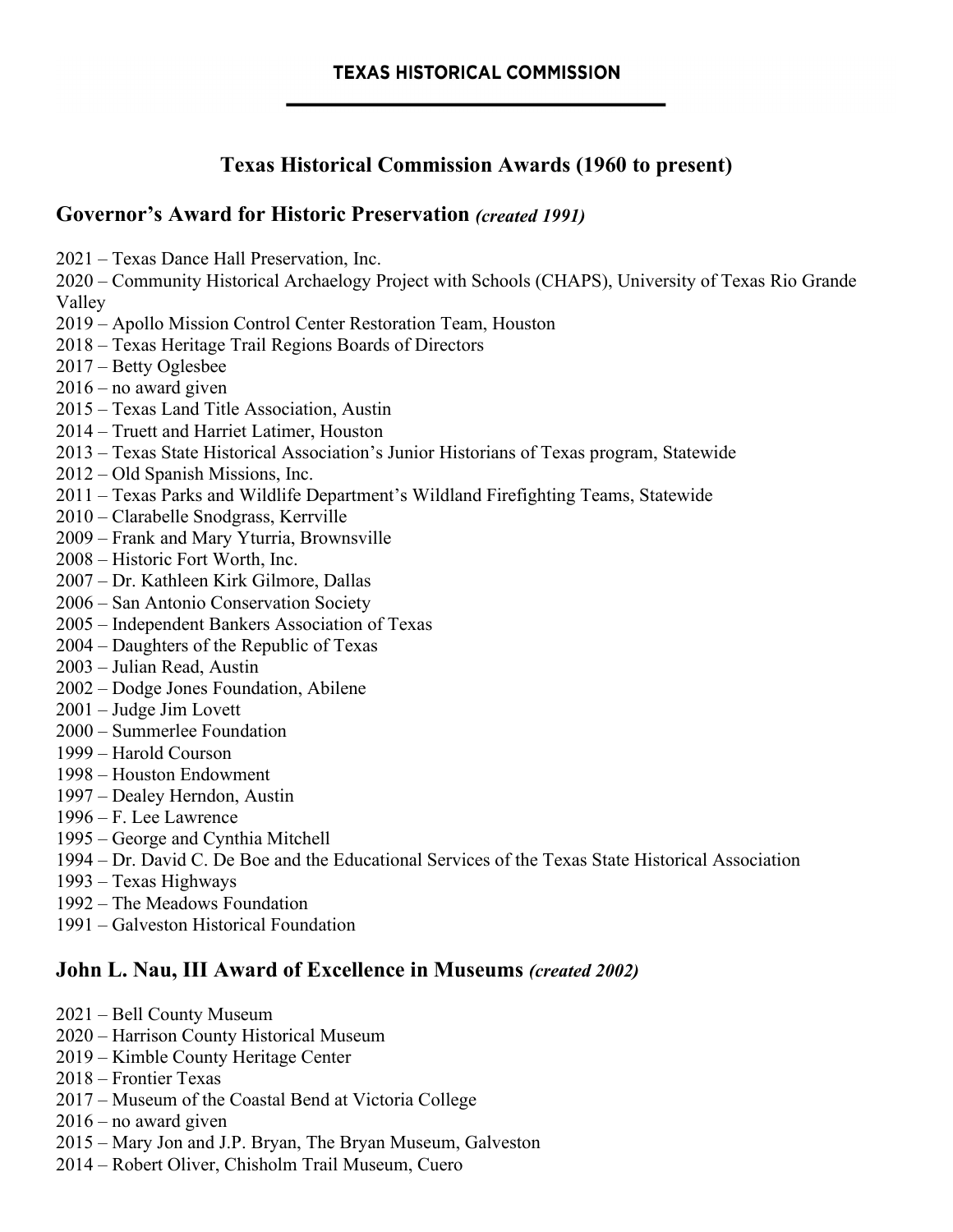**TEXAS HISTORICAL COMMISSION**

# Texas Historical Commission Awards (1960 to present)

## Governor's Award for Historic Preservation *(created 1991)*

2021 – Texas Dance Hall Preservation, Inc.
2020 – Community Historical Archaelogy Project with Schools (CHAPS), University of Texas Rio Grande Valley
2019 – Apollo Mission Control Center Restoration Team, Houston
2018 – Texas Heritage Trail Regions Boards of Directors
2017 – Betty Oglesbee
2016 – no award given
2015 – Texas Land Title Association, Austin
2014 – Truett and Harriet Latimer, Houston
2013 – Texas State Historical Association's Junior Historians of Texas program, Statewide
2012 – Old Spanish Missions, Inc.
2011 – Texas Parks and Wildlife Department's Wildland Firefighting Teams, Statewide
2010 – Clarabelle Snodgrass, Kerrville
2009 – Frank and Mary Yturria, Brownsville
2008 – Historic Fort Worth, Inc.
2007 – Dr. Kathleen Kirk Gilmore, Dallas
2006 – San Antonio Conservation Society
2005 – Independent Bankers Association of Texas
2004 – Daughters of the Republic of Texas
2003 – Julian Read, Austin
2002 – Dodge Jones Foundation, Abilene
2001 – Judge Jim Lovett
2000 – Summerlee Foundation
1999 – Harold Courson
1998 – Houston Endowment
1997 – Dealey Herndon, Austin
1996 – F. Lee Lawrence
1995 – George and Cynthia Mitchell
1994 – Dr. David C. De Boe and the Educational Services of the Texas State Historical Association
1993 – Texas Highways
1992 – The Meadows Foundation
1991 – Galveston Historical Foundation

## John L. Nau, III Award of Excellence in Museums *(created 2002)*

2021 – Bell County Museum
2020 – Harrison County Historical Museum
2019 – Kimble County Heritage Center
2018 – Frontier Texas
2017 – Museum of the Coastal Bend at Victoria College
2016 – no award given
2015 – Mary Jon and J.P. Bryan, The Bryan Museum, Galveston
2014 – Robert Oliver, Chisholm Trail Museum, Cuero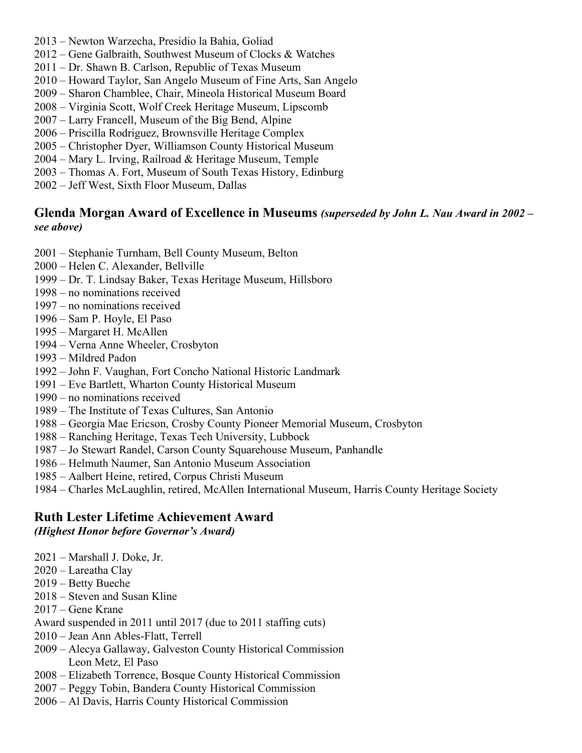2013 – Newton Warzecha, Presidio la Bahia, Goliad
2012 – Gene Galbraith, Southwest Museum of Clocks & Watches
2011 – Dr. Shawn B. Carlson, Republic of Texas Museum
2010 – Howard Taylor, San Angelo Museum of Fine Arts, San Angelo
2009 – Sharon Chamblee, Chair, Mineola Historical Museum Board
2008 – Virginia Scott, Wolf Creek Heritage Museum, Lipscomb
2007 – Larry Francell, Museum of the Big Bend, Alpine
2006 – Priscilla Rodriguez, Brownsville Heritage Complex
2005 – Christopher Dyer, Williamson County Historical Museum
2004 – Mary L. Irving, Railroad & Heritage Museum, Temple
2003 – Thomas A. Fort, Museum of South Texas History, Edinburg
2002 – Jeff West, Sixth Floor Museum, Dallas

## Glenda Morgan Award of Excellence in Museums *(superseded by John L. Nau Award in 2002 – see above)*

2001 – Stephanie Turnham, Bell County Museum, Belton
2000 – Helen C. Alexander, Bellville
1999 – Dr. T. Lindsay Baker, Texas Heritage Museum, Hillsboro
1998 – no nominations received
1997 – no nominations received
1996 – Sam P. Hoyle, El Paso
1995 – Margaret H. McAllen
1994 – Verna Anne Wheeler, Crosbyton
1993 – Mildred Padon
1992 – John F. Vaughan, Fort Concho National Historic Landmark
1991 – Eve Bartlett, Wharton County Historical Museum
1990 – no nominations received
1989 – The Institute of Texas Cultures, San Antonio
1988 – Georgia Mae Ericson, Crosby County Pioneer Memorial Museum, Crosbyton
1988 – Ranching Heritage, Texas Tech University, Lubbock
1987 – Jo Stewart Randel, Carson County Squarehouse Museum, Panhandle
1986 – Helmuth Naumer, San Antonio Museum Association
1985 – Aalbert Heine, retired, Corpus Christi Museum
1984 – Charles McLaughlin, retired, McAllen International Museum, Harris County Heritage Society

## Ruth Lester Lifetime Achievement Award
***(Highest Honor before Governor's Award)***

2021 – Marshall J. Doke, Jr.
2020 – Lareatha Clay
2019 – Betty Bueche
2018 – Steven and Susan Kline
2017 – Gene Krane
Award suspended in 2011 until 2017 (due to 2011 staffing cuts)
2010 – Jean Ann Ables-Flatt, Terrell
2009 – Alecya Gallaway, Galveston County Historical Commission
Leon Metz, El Paso
2008 – Elizabeth Torrence, Bosque County Historical Commission
2007 – Peggy Tobin, Bandera County Historical Commission
2006 – Al Davis, Harris County Historical Commission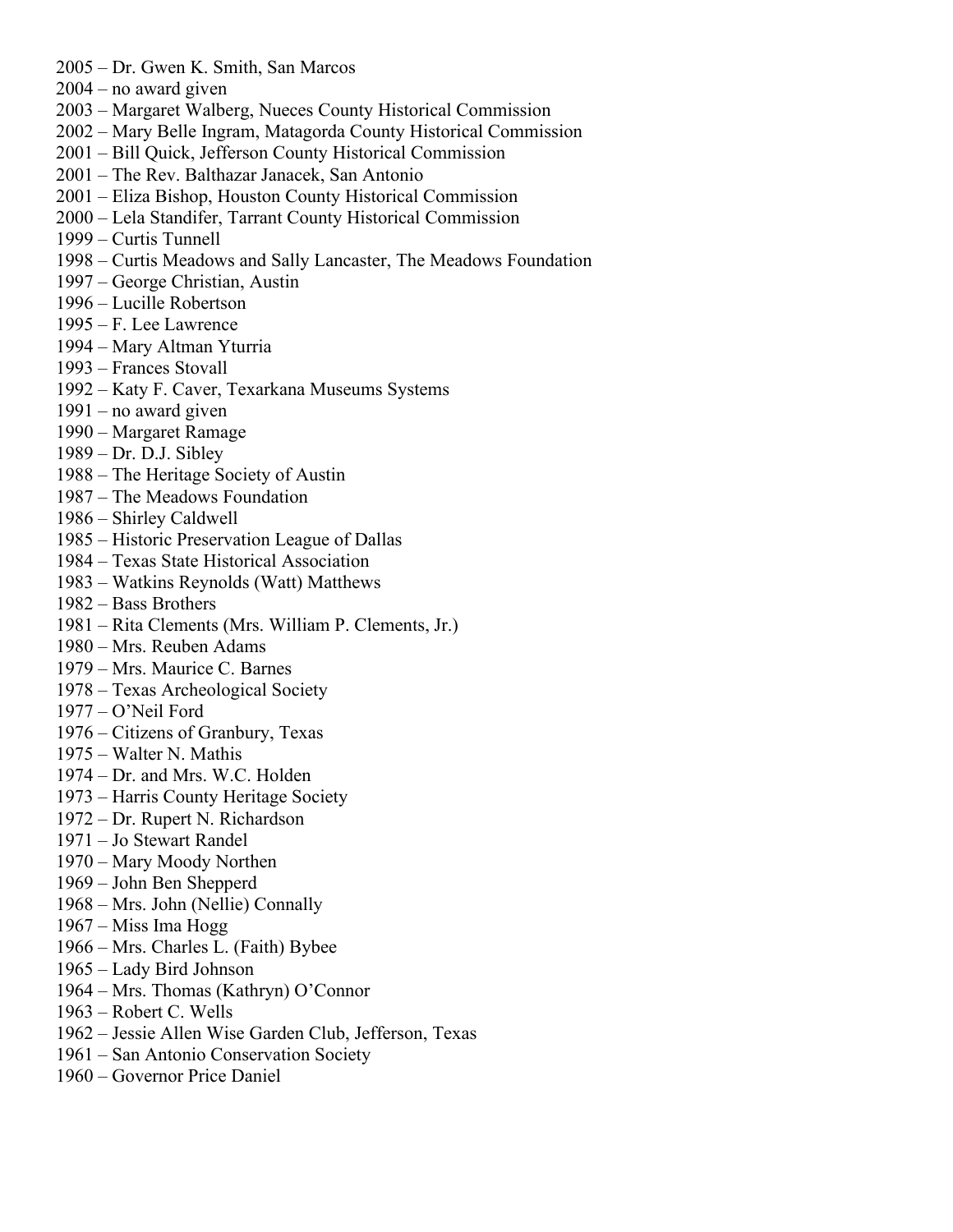2005 – Dr. Gwen K. Smith, San Marcos
2004 – no award given
2003 – Margaret Walberg, Nueces County Historical Commission
2002 – Mary Belle Ingram, Matagorda County Historical Commission
2001 – Bill Quick, Jefferson County Historical Commission
2001 – The Rev. Balthazar Janacek, San Antonio
2001 – Eliza Bishop, Houston County Historical Commission
2000 – Lela Standifer, Tarrant County Historical Commission
1999 – Curtis Tunnell
1998 – Curtis Meadows and Sally Lancaster, The Meadows Foundation
1997 – George Christian, Austin
1996 – Lucille Robertson
1995 – F. Lee Lawrence
1994 – Mary Altman Yturria
1993 – Frances Stovall
1992 – Katy F. Caver, Texarkana Museums Systems
1991 – no award given
1990 – Margaret Ramage
1989 – Dr. D.J. Sibley
1988 – The Heritage Society of Austin
1987 – The Meadows Foundation
1986 – Shirley Caldwell
1985 – Historic Preservation League of Dallas
1984 – Texas State Historical Association
1983 – Watkins Reynolds (Watt) Matthews
1982 – Bass Brothers
1981 – Rita Clements (Mrs. William P. Clements, Jr.)
1980 – Mrs. Reuben Adams
1979 – Mrs. Maurice C. Barnes
1978 – Texas Archeological Society
1977 – O'Neil Ford
1976 – Citizens of Granbury, Texas
1975 – Walter N. Mathis
1974 – Dr. and Mrs. W.C. Holden
1973 – Harris County Heritage Society
1972 – Dr. Rupert N. Richardson
1971 – Jo Stewart Randel
1970 – Mary Moody Northen
1969 – John Ben Shepperd
1968 – Mrs. John (Nellie) Connally
1967 – Miss Ima Hogg
1966 – Mrs. Charles L. (Faith) Bybee
1965 – Lady Bird Johnson
1964 – Mrs. Thomas (Kathryn) O'Connor
1963 – Robert C. Wells
1962 – Jessie Allen Wise Garden Club, Jefferson, Texas
1961 – San Antonio Conservation Society
1960 – Governor Price Daniel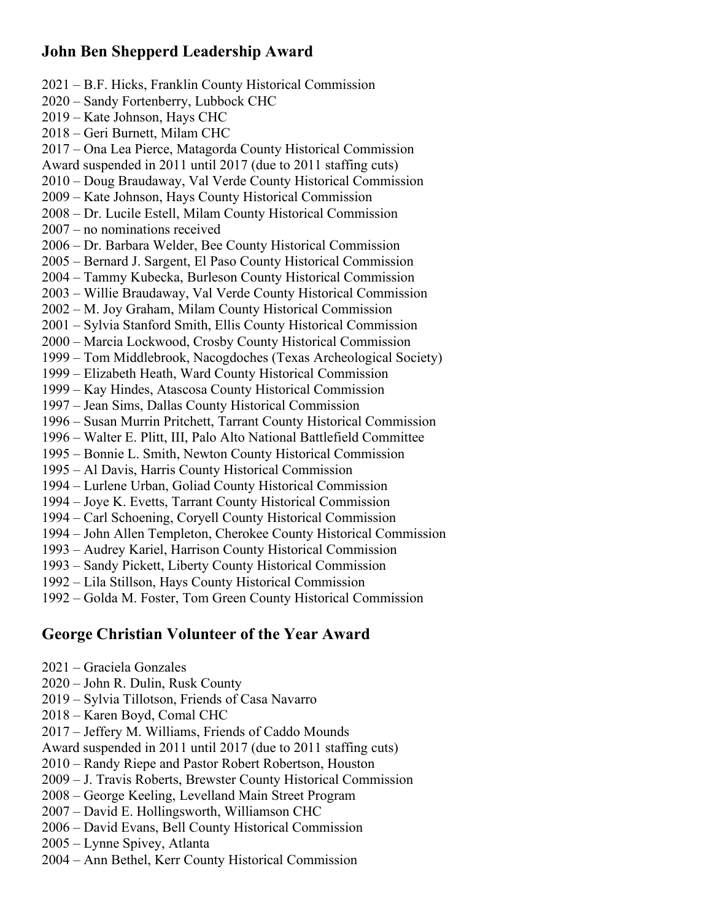## John Ben Shepperd Leadership Award

2021 – B.F. Hicks, Franklin County Historical Commission
2020 – Sandy Fortenberry, Lubbock CHC
2019 – Kate Johnson, Hays CHC
2018 – Geri Burnett, Milam CHC
2017 – Ona Lea Pierce, Matagorda County Historical Commission
Award suspended in 2011 until 2017 (due to 2011 staffing cuts)
2010 – Doug Braudaway, Val Verde County Historical Commission
2009 – Kate Johnson, Hays County Historical Commission
2008 – Dr. Lucile Estell, Milam County Historical Commission
2007 – no nominations received
2006 – Dr. Barbara Welder, Bee County Historical Commission
2005 – Bernard J. Sargent, El Paso County Historical Commission
2004 – Tammy Kubecka, Burleson County Historical Commission
2003 – Willie Braudaway, Val Verde County Historical Commission
2002 – M. Joy Graham, Milam County Historical Commission
2001 – Sylvia Stanford Smith, Ellis County Historical Commission
2000 – Marcia Lockwood, Crosby County Historical Commission
1999 – Tom Middlebrook, Nacogdoches (Texas Archeological Society)
1999 – Elizabeth Heath, Ward County Historical Commission
1999 – Kay Hindes, Atascosa County Historical Commission
1997 – Jean Sims, Dallas County Historical Commission
1996 – Susan Murrin Pritchett, Tarrant County Historical Commission
1996 – Walter E. Plitt, III, Palo Alto National Battlefield Committee
1995 – Bonnie L. Smith, Newton County Historical Commission
1995 – Al Davis, Harris County Historical Commission
1994 – Lurlene Urban, Goliad County Historical Commission
1994 – Joye K. Evetts, Tarrant County Historical Commission
1994 – Carl Schoening, Coryell County Historical Commission
1994 – John Allen Templeton, Cherokee County Historical Commission
1993 – Audrey Kariel, Harrison County Historical Commission
1993 – Sandy Pickett, Liberty County Historical Commission
1992 – Lila Stillson, Hays County Historical Commission
1992 – Golda M. Foster, Tom Green County Historical Commission

## George Christian Volunteer of the Year Award

2021 – Graciela Gonzales
2020 – John R. Dulin, Rusk County
2019 – Sylvia Tillotson, Friends of Casa Navarro
2018 – Karen Boyd, Comal CHC
2017 – Jeffery M. Williams, Friends of Caddo Mounds
Award suspended in 2011 until 2017 (due to 2011 staffing cuts)
2010 – Randy Riepe and Pastor Robert Robertson, Houston
2009 – J. Travis Roberts, Brewster County Historical Commission
2008 – George Keeling, Levelland Main Street Program
2007 – David E. Hollingsworth, Williamson CHC
2006 – David Evans, Bell County Historical Commission
2005 – Lynne Spivey, Atlanta
2004 – Ann Bethel, Kerr County Historical Commission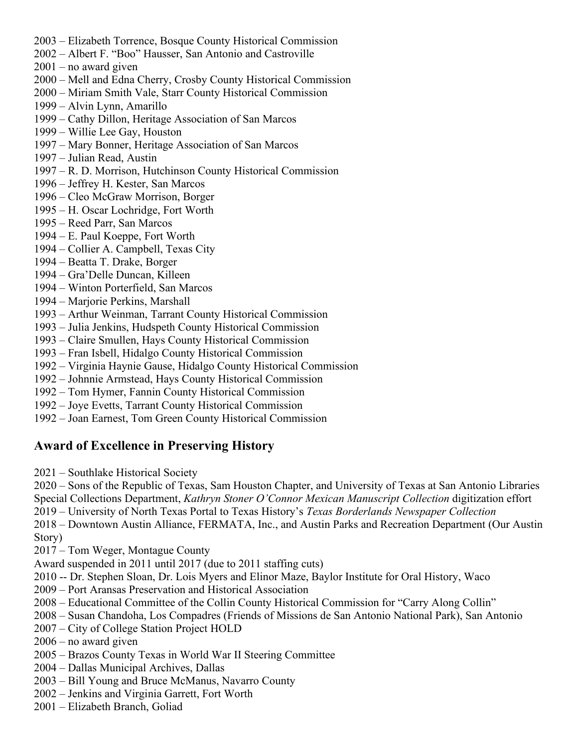2003 – Elizabeth Torrence, Bosque County Historical Commission
2002 – Albert F. "Boo" Hausser, San Antonio and Castroville
2001 – no award given
2000 – Mell and Edna Cherry, Crosby County Historical Commission
2000 – Miriam Smith Vale, Starr County Historical Commission
1999 – Alvin Lynn, Amarillo
1999 – Cathy Dillon, Heritage Association of San Marcos
1999 – Willie Lee Gay, Houston
1997 – Mary Bonner, Heritage Association of San Marcos
1997 – Julian Read, Austin
1997 – R. D. Morrison, Hutchinson County Historical Commission
1996 – Jeffrey H. Kester, San Marcos
1996 – Cleo McGraw Morrison, Borger
1995 – H. Oscar Lochridge, Fort Worth
1995 – Reed Parr, San Marcos
1994 – E. Paul Koeppe, Fort Worth
1994 – Collier A. Campbell, Texas City
1994 – Beatta T. Drake, Borger
1994 – Gra'Delle Duncan, Killeen
1994 – Winton Porterfield, San Marcos
1994 – Marjorie Perkins, Marshall
1993 – Arthur Weinman, Tarrant County Historical Commission
1993 – Julia Jenkins, Hudspeth County Historical Commission
1993 – Claire Smullen, Hays County Historical Commission
1993 – Fran Isbell, Hidalgo County Historical Commission
1992 – Virginia Haynie Gause, Hidalgo County Historical Commission
1992 – Johnnie Armstead, Hays County Historical Commission
1992 – Tom Hymer, Fannin County Historical Commission
1992 – Joye Evetts, Tarrant County Historical Commission
1992 – Joan Earnest, Tom Green County Historical Commission

## Award of Excellence in Preserving History

2021 – Southlake Historical Society
2020 – Sons of the Republic of Texas, Sam Houston Chapter, and University of Texas at San Antonio Libraries Special Collections Department, *Kathryn Stoner O'Connor Mexican Manuscript Collection* digitization effort
2019 – University of North Texas Portal to Texas History's *Texas Borderlands Newspaper Collection*
2018 – Downtown Austin Alliance, FERMATA, Inc., and Austin Parks and Recreation Department (Our Austin Story)
2017 – Tom Weger, Montague County
Award suspended in 2011 until 2017 (due to 2011 staffing cuts)
2010 -- Dr. Stephen Sloan, Dr. Lois Myers and Elinor Maze, Baylor Institute for Oral History, Waco
2009 – Port Aransas Preservation and Historical Association
2008 – Educational Committee of the Collin County Historical Commission for "Carry Along Collin"
2008 – Susan Chandoha, Los Compadres (Friends of Missions de San Antonio National Park), San Antonio
2007 – City of College Station Project HOLD
2006 – no award given
2005 – Brazos County Texas in World War II Steering Committee
2004 – Dallas Municipal Archives, Dallas
2003 – Bill Young and Bruce McManus, Navarro County
2002 – Jenkins and Virginia Garrett, Fort Worth
2001 – Elizabeth Branch, Goliad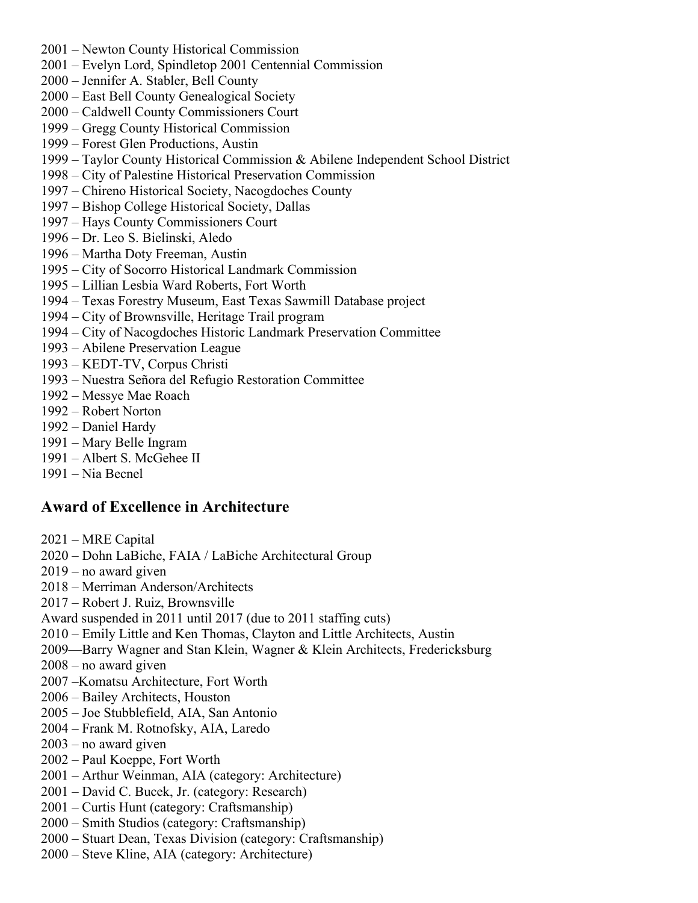2001 – Newton County Historical Commission
2001 – Evelyn Lord, Spindletop 2001 Centennial Commission
2000 – Jennifer A. Stabler, Bell County
2000 – East Bell County Genealogical Society
2000 – Caldwell County Commissioners Court
1999 – Gregg County Historical Commission
1999 – Forest Glen Productions, Austin
1999 – Taylor County Historical Commission & Abilene Independent School District
1998 – City of Palestine Historical Preservation Commission
1997 – Chireno Historical Society, Nacogdoches County
1997 – Bishop College Historical Society, Dallas
1997 – Hays County Commissioners Court
1996 – Dr. Leo S. Bielinski, Aledo
1996 – Martha Doty Freeman, Austin
1995 – City of Socorro Historical Landmark Commission
1995 – Lillian Lesbia Ward Roberts, Fort Worth
1994 – Texas Forestry Museum, East Texas Sawmill Database project
1994 – City of Brownsville, Heritage Trail program
1994 – City of Nacogdoches Historic Landmark Preservation Committee
1993 – Abilene Preservation League
1993 – KEDT-TV, Corpus Christi
1993 – Nuestra Señora del Refugio Restoration Committee
1992 – Messye Mae Roach
1992 – Robert Norton
1992 – Daniel Hardy
1991 – Mary Belle Ingram
1991 – Albert S. McGehee II
1991 – Nia Becnel

## Award of Excellence in Architecture

2021 – MRE Capital
2020 – Dohn LaBiche, FAIA / LaBiche Architectural Group
2019 – no award given
2018 – Merriman Anderson/Architects
2017 – Robert J. Ruiz, Brownsville
Award suspended in 2011 until 2017 (due to 2011 staffing cuts)
2010 – Emily Little and Ken Thomas, Clayton and Little Architects, Austin
2009—Barry Wagner and Stan Klein, Wagner & Klein Architects, Fredericksburg
2008 – no award given
2007 –Komatsu Architecture, Fort Worth
2006 – Bailey Architects, Houston
2005 – Joe Stubblefield, AIA, San Antonio
2004 – Frank M. Rotnofsky, AIA, Laredo
2003 – no award given
2002 – Paul Koeppe, Fort Worth
2001 – Arthur Weinman, AIA (category: Architecture)
2001 – David C. Bucek, Jr. (category: Research)
2001 – Curtis Hunt (category: Craftsmanship)
2000 – Smith Studios (category: Craftsmanship)
2000 – Stuart Dean, Texas Division (category: Craftsmanship)
2000 – Steve Kline, AIA (category: Architecture)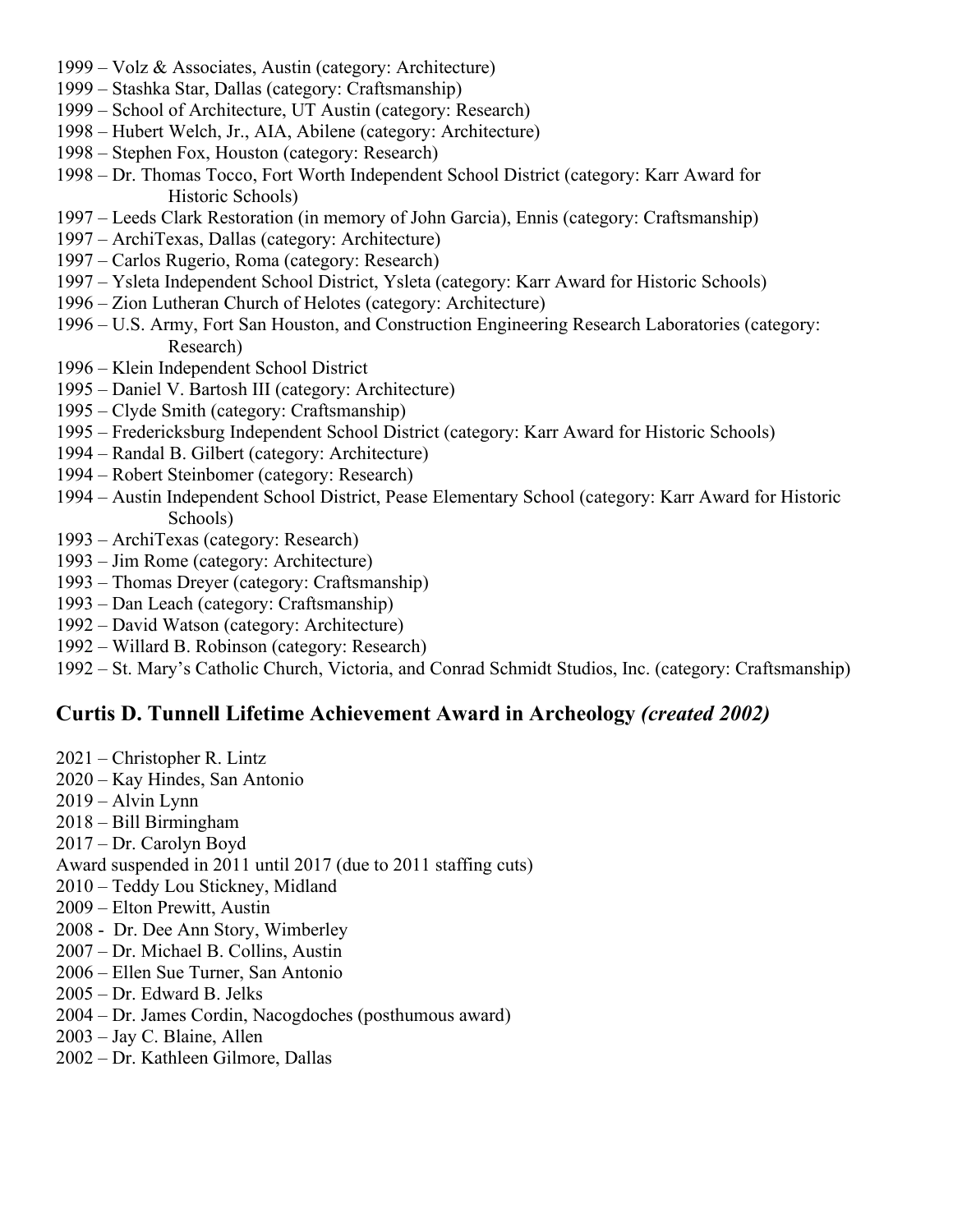1999 – Volz & Associates, Austin (category: Architecture)
1999 – Stashka Star, Dallas (category: Craftsmanship)
1999 – School of Architecture, UT Austin (category: Research)
1998 – Hubert Welch, Jr., AIA, Abilene (category: Architecture)
1998 – Stephen Fox, Houston (category: Research)
1998 – Dr. Thomas Tocco, Fort Worth Independent School District (category: Karr Award for Historic Schools)
1997 – Leeds Clark Restoration (in memory of John Garcia), Ennis (category: Craftsmanship)
1997 – ArchiTexas, Dallas (category: Architecture)
1997 – Carlos Rugerio, Roma (category: Research)
1997 – Ysleta Independent School District, Ysleta (category: Karr Award for Historic Schools)
1996 – Zion Lutheran Church of Helotes (category: Architecture)
1996 – U.S. Army, Fort San Houston, and Construction Engineering Research Laboratories (category: Research)
1996 – Klein Independent School District
1995 – Daniel V. Bartosh III (category: Architecture)
1995 – Clyde Smith (category: Craftsmanship)
1995 – Fredericksburg Independent School District (category: Karr Award for Historic Schools)
1994 – Randal B. Gilbert (category: Architecture)
1994 – Robert Steinbomer (category: Research)
1994 – Austin Independent School District, Pease Elementary School (category: Karr Award for Historic Schools)
1993 – ArchiTexas (category: Research)
1993 – Jim Rome (category: Architecture)
1993 – Thomas Dreyer (category: Craftsmanship)
1993 – Dan Leach (category: Craftsmanship)
1992 – David Watson (category: Architecture)
1992 – Willard B. Robinson (category: Research)
1992 – St. Mary's Catholic Church, Victoria, and Conrad Schmidt Studios, Inc. (category: Craftsmanship)

## Curtis D. Tunnell Lifetime Achievement Award in Archeology *(created 2002)*

2021 – Christopher R. Lintz
2020 – Kay Hindes, San Antonio
2019 – Alvin Lynn
2018 – Bill Birmingham
2017 – Dr. Carolyn Boyd
Award suspended in 2011 until 2017 (due to 2011 staffing cuts)
2010 – Teddy Lou Stickney, Midland
2009 – Elton Prewitt, Austin
2008 - Dr. Dee Ann Story, Wimberley
2007 – Dr. Michael B. Collins, Austin
2006 – Ellen Sue Turner, San Antonio
2005 – Dr. Edward B. Jelks
2004 – Dr. James Cordin, Nacogdoches (posthumous award)
2003 – Jay C. Blaine, Allen
2002 – Dr. Kathleen Gilmore, Dallas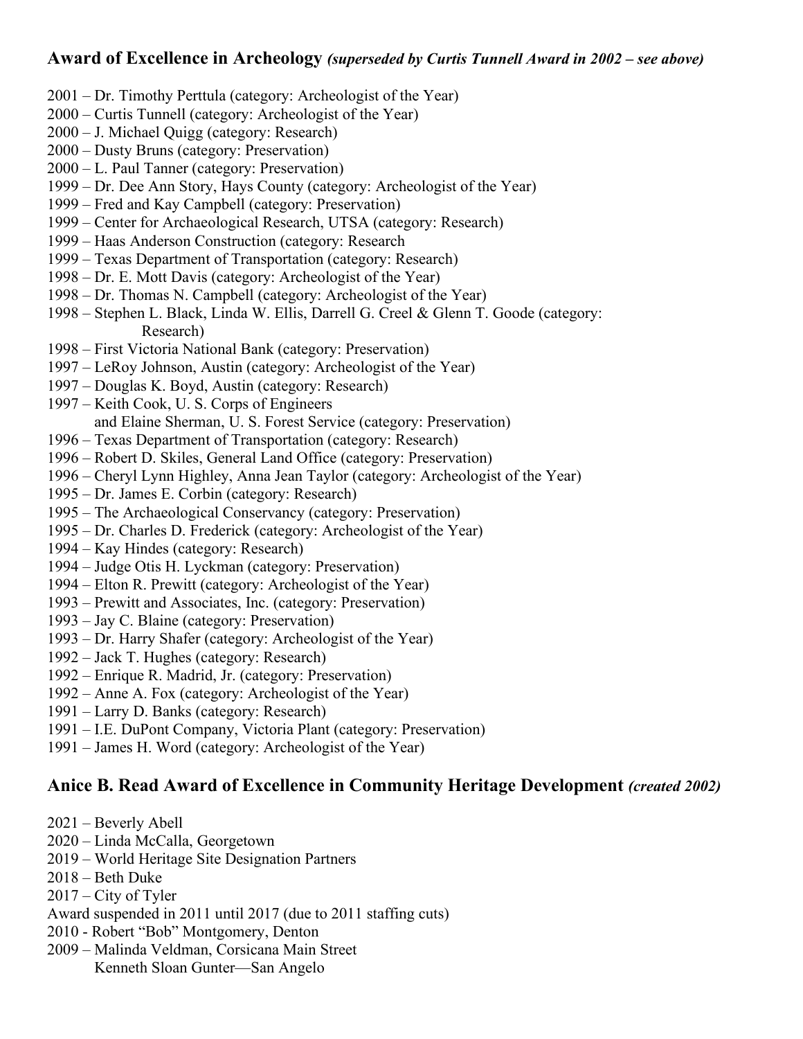## Award of Excellence in Archeology *(superseded by Curtis Tunnell Award in 2002 – see above)*

2001 – Dr. Timothy Perttula (category: Archeologist of the Year)
2000 – Curtis Tunnell (category: Archeologist of the Year)
2000 – J. Michael Quigg (category: Research)
2000 – Dusty Bruns (category: Preservation)
2000 – L. Paul Tanner (category: Preservation)
1999 – Dr. Dee Ann Story, Hays County (category: Archeologist of the Year)
1999 – Fred and Kay Campbell (category: Preservation)
1999 – Center for Archaeological Research, UTSA (category: Research)
1999 – Haas Anderson Construction (category: Research
1999 – Texas Department of Transportation (category: Research)
1998 – Dr. E. Mott Davis (category: Archeologist of the Year)
1998 – Dr. Thomas N. Campbell (category: Archeologist of the Year)
1998 – Stephen L. Black, Linda W. Ellis, Darrell G. Creel & Glenn T. Goode (category: Research)
1998 – First Victoria National Bank (category: Preservation)
1997 – LeRoy Johnson, Austin (category: Archeologist of the Year)
1997 – Douglas K. Boyd, Austin (category: Research)
1997 – Keith Cook, U. S. Corps of Engineers
and Elaine Sherman, U. S. Forest Service (category: Preservation)
1996 – Texas Department of Transportation (category: Research)
1996 – Robert D. Skiles, General Land Office (category: Preservation)
1996 – Cheryl Lynn Highley, Anna Jean Taylor (category: Archeologist of the Year)
1995 – Dr. James E. Corbin (category: Research)
1995 – The Archaeological Conservancy (category: Preservation)
1995 – Dr. Charles D. Frederick (category: Archeologist of the Year)
1994 – Kay Hindes (category: Research)
1994 – Judge Otis H. Lyckman (category: Preservation)
1994 – Elton R. Prewitt (category: Archeologist of the Year)
1993 – Prewitt and Associates, Inc. (category: Preservation)
1993 – Jay C. Blaine (category: Preservation)
1993 – Dr. Harry Shafer (category: Archeologist of the Year)
1992 – Jack T. Hughes (category: Research)
1992 – Enrique R. Madrid, Jr. (category: Preservation)
1992 – Anne A. Fox (category: Archeologist of the Year)
1991 – Larry D. Banks (category: Research)
1991 – I.E. DuPont Company, Victoria Plant (category: Preservation)
1991 – James H. Word (category: Archeologist of the Year)

## Anice B. Read Award of Excellence in Community Heritage Development *(created 2002)*

2021 – Beverly Abell
2020 – Linda McCalla, Georgetown
2019 – World Heritage Site Designation Partners
2018 – Beth Duke
2017 – City of Tyler
Award suspended in 2011 until 2017 (due to 2011 staffing cuts)
2010 - Robert "Bob" Montgomery, Denton
2009 – Malinda Veldman, Corsicana Main Street
Kenneth Sloan Gunter—San Angelo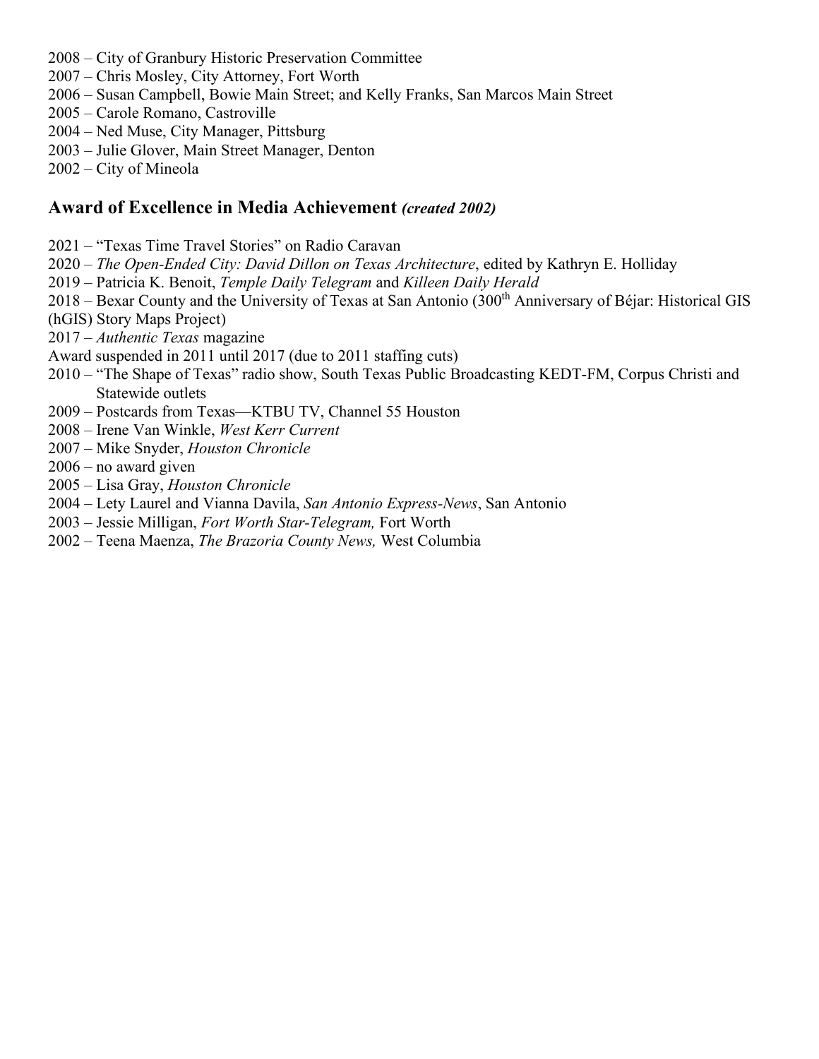2008 – City of Granbury Historic Preservation Committee
2007 – Chris Mosley, City Attorney, Fort Worth
2006 – Susan Campbell, Bowie Main Street; and Kelly Franks, San Marcos Main Street
2005 – Carole Romano, Castroville
2004 – Ned Muse, City Manager, Pittsburg
2003 – Julie Glover, Main Street Manager, Denton
2002 – City of Mineola

## Award of Excellence in Media Achievement *(created 2002)*

2021 – "Texas Time Travel Stories" on Radio Caravan
2020 – *The Open-Ended City: David Dillon on Texas Architecture*, edited by Kathryn E. Holliday
2019 – Patricia K. Benoit, *Temple Daily Telegram* and *Killeen Daily Herald*
2018 – Bexar County and the University of Texas at San Antonio (300th Anniversary of Béjar: Historical GIS (hGIS) Story Maps Project)
2017 – *Authentic Texas* magazine
Award suspended in 2011 until 2017 (due to 2011 staffing cuts)
2010 – "The Shape of Texas" radio show, South Texas Public Broadcasting KEDT-FM, Corpus Christi and Statewide outlets
2009 – Postcards from Texas—KTBU TV, Channel 55 Houston
2008 – Irene Van Winkle, *West Kerr Current*
2007 – Mike Snyder, *Houston Chronicle*
2006 – no award given
2005 – Lisa Gray, *Houston Chronicle*
2004 – Lety Laurel and Vianna Davila, *San Antonio Express-News*, San Antonio
2003 – Jessie Milligan, *Fort Worth Star-Telegram,* Fort Worth
2002 – Teena Maenza, *The Brazoria County News,* West Columbia